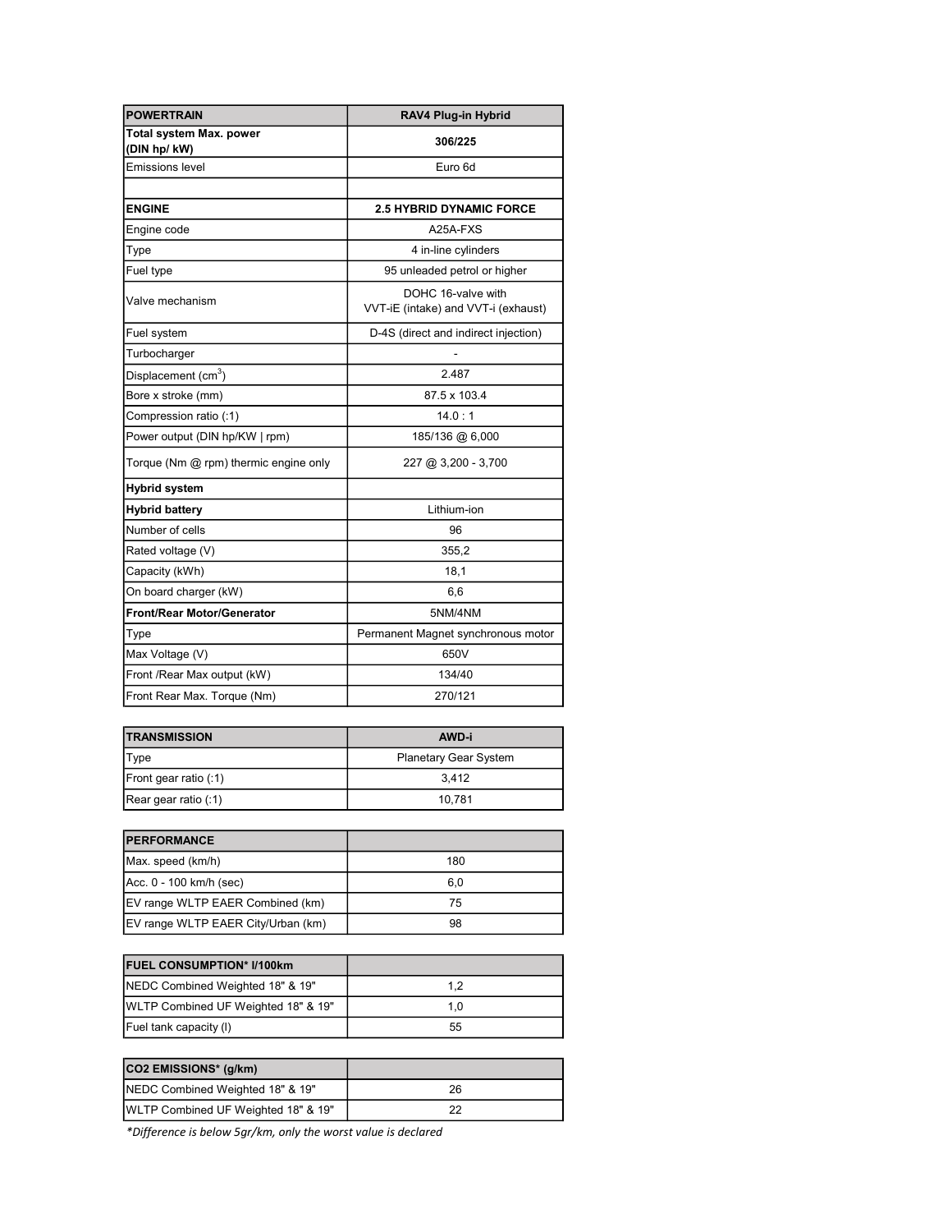| POWERTRAIN | RAV4 Plug-in Hybrid |
|---|---|
| **Total system Max. power (DIN hp/ kW)** | **306/225** |
| Emissions level | Euro 6d |
| | |
| **ENGINE** | **2.5 HYBRID DYNAMIC FORCE** |
| Engine code | A25A-FXS |
| Type | 4 in-line cylinders |
| Fuel type | 95 unleaded petrol or higher |
| Valve mechanism | DOHC 16-valve with VVT-iE (intake) and VVT-i (exhaust) |
| Fuel system | D-4S (direct and indirect injection) |
| Turbocharger | - |
| Displacement ($cm^3$) | 2.487 |
| Bore x stroke (mm) | 87.5 x 103.4 |
| Compression ratio (:1) | 14.0 : 1 |
| Power output (DIN hp/KW \| rpm) | 185/136 @ 6,000 |
| Torque (Nm @ rpm) thermic engine only | 227 @ 3,200 - 3,700 |
| **Hybrid system** | |
| **Hybrid battery** | Lithium-ion |
| Number of cells | 96 |
| Rated voltage (V) | 355,2 |
| Capacity (kWh) | 18,1 |
| On board charger (kW) | 6,6 |
| **Front/Rear Motor/Generator** | 5NM/4NM |
| Type | Permanent Magnet synchronous motor |
| Max Voltage (V) | 650V |
| Front /Rear Max output (kW) | 134/40 |
| Front Rear Max. Torque (Nm) | 270/121 |

| TRANSMISSION | AWD-i |
|---|---|
| Type | Planetary Gear System |
| Front gear ratio (:1) | 3,412 |
| Rear gear ratio (:1) | 10,781 |

| PERFORMANCE | |
|---|---|
| Max. speed (km/h) | 180 |
| Acc. 0 - 100 km/h (sec) | 6,0 |
| EV range WLTP EAER Combined (km) | 75 |
| EV range WLTP EAER City/Urban (km) | 98 |

| FUEL CONSUMPTION* l/100km | |
|---|---|
| NEDC Combined Weighted 18" & 19" | 1,2 |
| WLTP Combined UF Weighted 18" & 19" | 1,0 |
| Fuel tank capacity (l) | 55 |

| $CO_2$ EMISSIONS* (g/km) | |
|---|---|
| NEDC Combined Weighted 18" & 19" | 26 |
| WLTP Combined UF Weighted 18" & 19" | 22 |

*\*Difference is below 5gr/km, only the worst value is declared*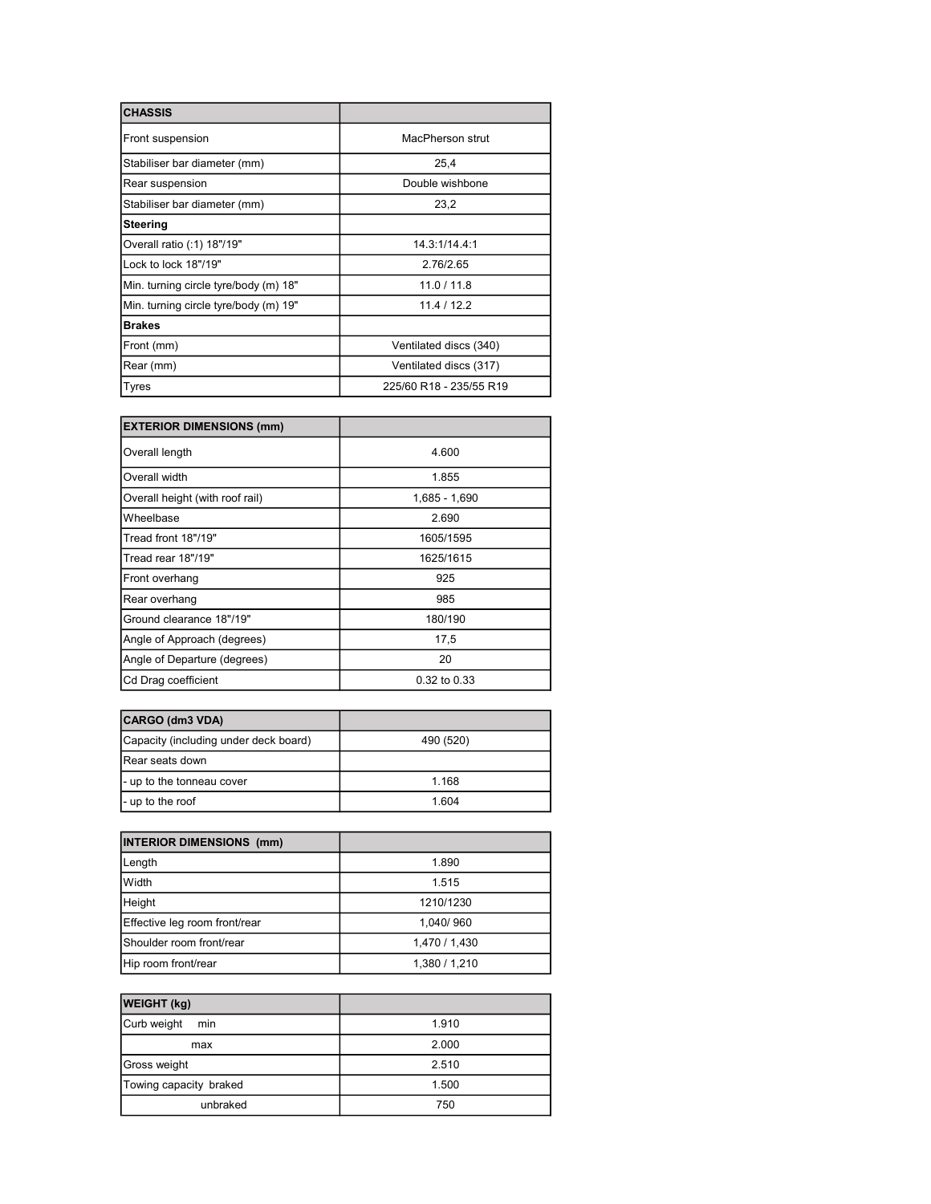| CHASSIS | |
|---|---|
| Front suspension | MacPherson strut |
| Stabiliser bar diameter (mm) | 25,4 |
| Rear suspension | Double wishbone |
| Stabiliser bar diameter (mm) | 23,2 |
| **Steering** | |
| Overall ratio (:1) 18"/19" | 14.3:1/14.4:1 |
| Lock to lock 18"/19" | 2.76/2.65 |
| Min. turning circle tyre/body (m) 18" | 11.0 / 11.8 |
| Min. turning circle tyre/body (m) 19" | 11.4 / 12.2 |
| **Brakes** | |
| Front (mm) | Ventilated discs (340) |
| Rear (mm) | Ventilated discs (317) |
| Tyres | 225/60 R18 - 235/55 R19 |

| EXTERIOR DIMENSIONS (mm) | |
|---|---|
| Overall length | 4.600 |
| Overall width | 1.855 |
| Overall height (with roof rail) | 1,685 - 1,690 |
| Wheelbase | 2.690 |
| Tread front 18"/19" | 1605/1595 |
| Tread rear 18"/19" | 1625/1615 |
| Front overhang | 925 |
| Rear overhang | 985 |
| Ground clearance 18"/19" | 180/190 |
| Angle of Approach (degrees) | 17,5 |
| Angle of Departure (degrees) | 20 |
| Cd Drag coefficient | 0.32 to 0.33 |

| CARGO (dm3 VDA) | |
|---|---|
| Capacity (including under deck board) | 490 (520) |
| Rear seats down | |
| - up to the tonneau cover | 1.168 |
| - up to the roof | 1.604 |

| INTERIOR DIMENSIONS (mm) | |
|---|---|
| Length | 1.890 |
| Width | 1.515 |
| Height | 1210/1230 |
| Effective leg room front/rear | 1,040/ 960 |
| Shoulder room front/rear | 1,470 / 1,430 |
| Hip room front/rear | 1,380 / 1,210 |

| WEIGHT (kg) | |
|---|---|
| Curb weight min | 1.910 |
| max | 2.000 |
| Gross weight | 2.510 |
| Towing capacity braked | 1.500 |
| unbraked | 750 |